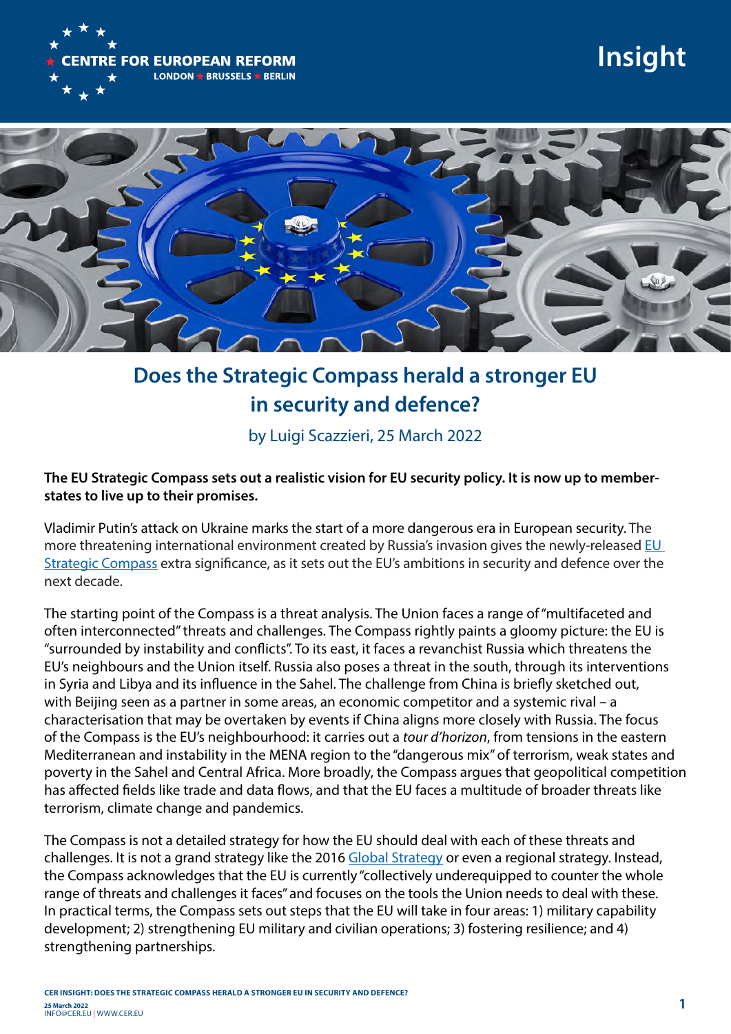# Does the Strategic Compass herald a stronger EU in security and defence?

by Luigi Scazzieri, 25 March 2022

**The EU Strategic Compass sets out a realistic vision for EU security policy. It is now up to member-states to live up to their promises.**

Vladimir Putin's attack on Ukraine marks the start of a more dangerous era in European security. The more threatening international environment created by Russia's invasion gives the newly-released EU Strategic Compass extra significance, as it sets out the EU's ambitions in security and defence over the next decade.

The starting point of the Compass is a threat analysis. The Union faces a range of "multifaceted and often interconnected" threats and challenges. The Compass rightly paints a gloomy picture: the EU is "surrounded by instability and conflicts". To its east, it faces a revanchist Russia which threatens the EU's neighbours and the Union itself. Russia also poses a threat in the south, through its interventions in Syria and Libya and its influence in the Sahel. The challenge from China is briefly sketched out, with Beijing seen as a partner in some areas, an economic competitor and a systemic rival – a characterisation that may be overtaken by events if China aligns more closely with Russia. The focus of the Compass is the EU's neighbourhood: it carries out a *tour d'horizon*, from tensions in the eastern Mediterranean and instability in the MENA region to the "dangerous mix" of terrorism, weak states and poverty in the Sahel and Central Africa. More broadly, the Compass argues that geopolitical competition has affected fields like trade and data flows, and that the EU faces a multitude of broader threats like terrorism, climate change and pandemics.

The Compass is not a detailed strategy for how the EU should deal with each of these threats and challenges. It is not a grand strategy like the 2016 Global Strategy or even a regional strategy. Instead, the Compass acknowledges that the EU is currently "collectively underequipped to counter the whole range of threats and challenges it faces" and focuses on the tools the Union needs to deal with these. In practical terms, the Compass sets out steps that the EU will take in four areas: 1) military capability development; 2) strengthening EU military and civilian operations; 3) fostering resilience; and 4) strengthening partnerships.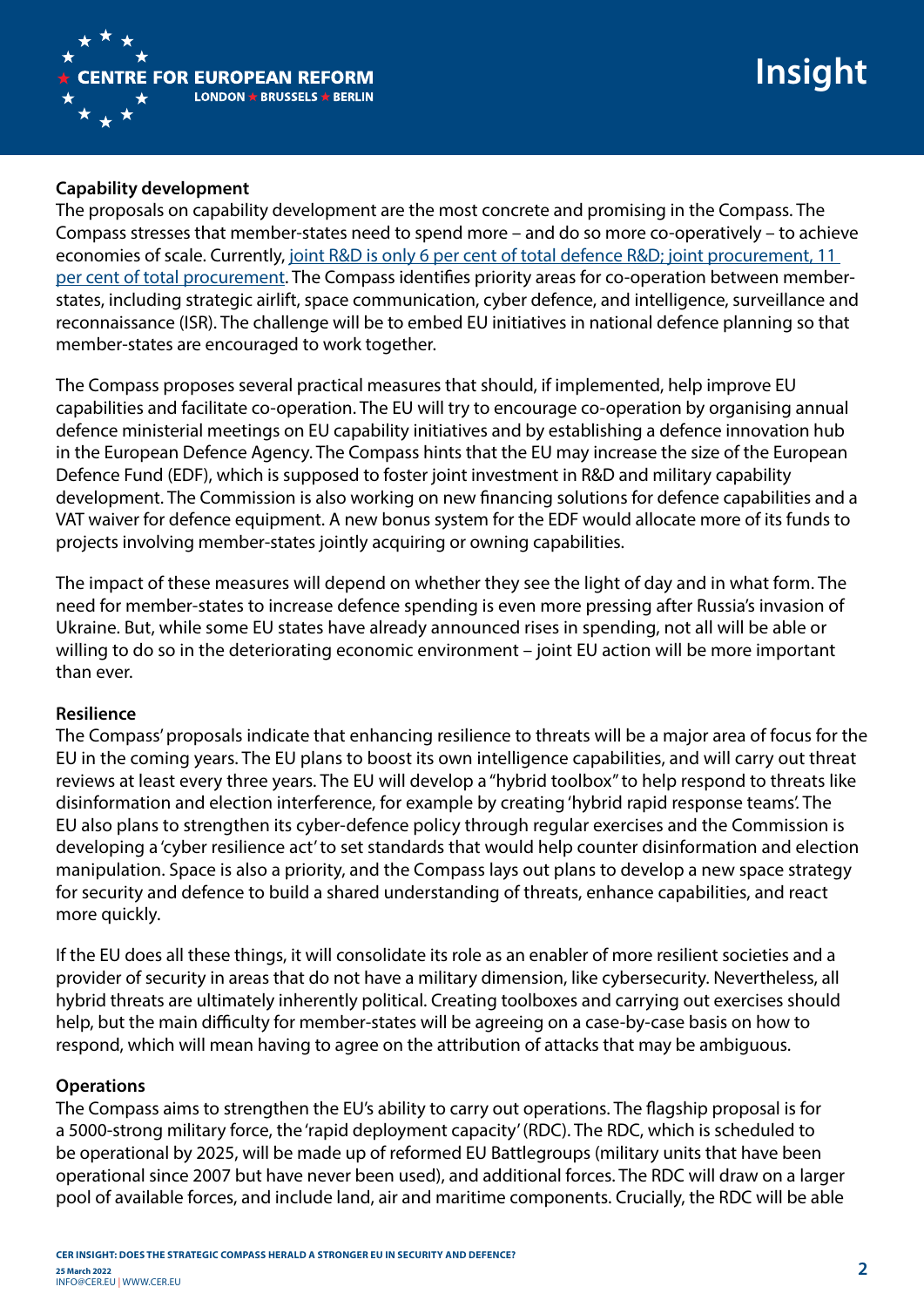**Capability development**

The proposals on capability development are the most concrete and promising in the Compass. The Compass stresses that member-states need to spend more – and do so more co-operatively – to achieve economies of scale. Currently, joint R&D is only 6 per cent of total defence R&D; joint procurement, 11 per cent of total procurement. The Compass identifies priority areas for co-operation between member-states, including strategic airlift, space communication, cyber defence, and intelligence, surveillance and reconnaissance (ISR). The challenge will be to embed EU initiatives in national defence planning so that member-states are encouraged to work together.

The Compass proposes several practical measures that should, if implemented, help improve EU capabilities and facilitate co-operation. The EU will try to encourage co-operation by organising annual defence ministerial meetings on EU capability initiatives and by establishing a defence innovation hub in the European Defence Agency. The Compass hints that the EU may increase the size of the European Defence Fund (EDF), which is supposed to foster joint investment in R&D and military capability development. The Commission is also working on new financing solutions for defence capabilities and a VAT waiver for defence equipment. A new bonus system for the EDF would allocate more of its funds to projects involving member-states jointly acquiring or owning capabilities.

The impact of these measures will depend on whether they see the light of day and in what form. The need for member-states to increase defence spending is even more pressing after Russia's invasion of Ukraine. But, while some EU states have already announced rises in spending, not all will be able or willing to do so in the deteriorating economic environment – joint EU action will be more important than ever.

**Resilience**

The Compass' proposals indicate that enhancing resilience to threats will be a major area of focus for the EU in the coming years. The EU plans to boost its own intelligence capabilities, and will carry out threat reviews at least every three years. The EU will develop a "hybrid toolbox" to help respond to threats like disinformation and election interference, for example by creating 'hybrid rapid response teams'. The EU also plans to strengthen its cyber-defence policy through regular exercises and the Commission is developing a 'cyber resilience act' to set standards that would help counter disinformation and election manipulation. Space is also a priority, and the Compass lays out plans to develop a new space strategy for security and defence to build a shared understanding of threats, enhance capabilities, and react more quickly.

If the EU does all these things, it will consolidate its role as an enabler of more resilient societies and a provider of security in areas that do not have a military dimension, like cybersecurity. Nevertheless, all hybrid threats are ultimately inherently political. Creating toolboxes and carrying out exercises should help, but the main difficulty for member-states will be agreeing on a case-by-case basis on how to respond, which will mean having to agree on the attribution of attacks that may be ambiguous.

**Operations**

The Compass aims to strengthen the EU's ability to carry out operations. The flagship proposal is for a 5000-strong military force, the 'rapid deployment capacity' (RDC). The RDC, which is scheduled to be operational by 2025, will be made up of reformed EU Battlegroups (military units that have been operational since 2007 but have never been used), and additional forces. The RDC will draw on a larger pool of available forces, and include land, air and maritime components. Crucially, the RDC will be able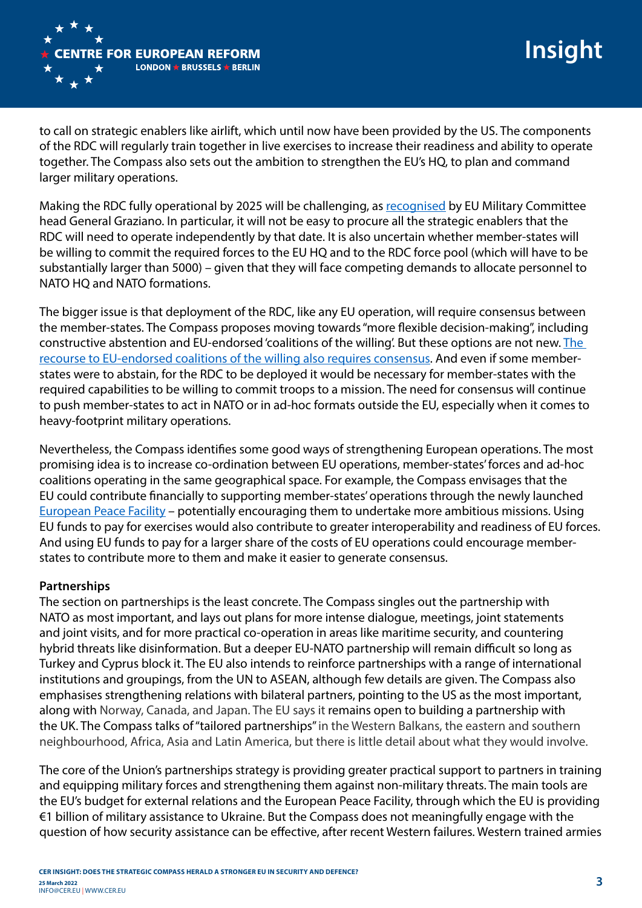to call on strategic enablers like airlift, which until now have been provided by the US. The components of the RDC will regularly train together in live exercises to increase their readiness and ability to operate together. The Compass also sets out the ambition to strengthen the EU's HQ, to plan and command larger military operations.

Making the RDC fully operational by 2025 will be challenging, as recognised by EU Military Committee head General Graziano. In particular, it will not be easy to procure all the strategic enablers that the RDC will need to operate independently by that date. It is also uncertain whether member-states will be willing to commit the required forces to the EU HQ and to the RDC force pool (which will have to be substantially larger than 5000) – given that they will face competing demands to allocate personnel to NATO HQ and NATO formations.

The bigger issue is that deployment of the RDC, like any EU operation, will require consensus between the member-states. The Compass proposes moving towards "more flexible decision-making", including constructive abstention and EU-endorsed 'coalitions of the willing'. But these options are not new. The recourse to EU-endorsed coalitions of the willing also requires consensus. And even if some member-states were to abstain, for the RDC to be deployed it would be necessary for member-states with the required capabilities to be willing to commit troops to a mission. The need for consensus will continue to push member-states to act in NATO or in ad-hoc formats outside the EU, especially when it comes to heavy-footprint military operations.

Nevertheless, the Compass identifies some good ways of strengthening European operations. The most promising idea is to increase co-ordination between EU operations, member-states' forces and ad-hoc coalitions operating in the same geographical space. For example, the Compass envisages that the EU could contribute financially to supporting member-states' operations through the newly launched European Peace Facility – potentially encouraging them to undertake more ambitious missions. Using EU funds to pay for exercises would also contribute to greater interoperability and readiness of EU forces. And using EU funds to pay for a larger share of the costs of EU operations could encourage member-states to contribute more to them and make it easier to generate consensus.

**Partnerships**

The section on partnerships is the least concrete. The Compass singles out the partnership with NATO as most important, and lays out plans for more intense dialogue, meetings, joint statements and joint visits, and for more practical co-operation in areas like maritime security, and countering hybrid threats like disinformation. But a deeper EU-NATO partnership will remain difficult so long as Turkey and Cyprus block it. The EU also intends to reinforce partnerships with a range of international institutions and groupings, from the UN to ASEAN, although few details are given. The Compass also emphasises strengthening relations with bilateral partners, pointing to the US as the most important, along with Norway, Canada, and Japan. The EU says it remains open to building a partnership with the UK. The Compass talks of "tailored partnerships" in the Western Balkans, the eastern and southern neighbourhood, Africa, Asia and Latin America, but there is little detail about what they would involve.

The core of the Union's partnerships strategy is providing greater practical support to partners in training and equipping military forces and strengthening them against non-military threats. The main tools are the EU's budget for external relations and the European Peace Facility, through which the EU is providing €1 billion of military assistance to Ukraine. But the Compass does not meaningfully engage with the question of how security assistance can be effective, after recent Western failures. Western trained armies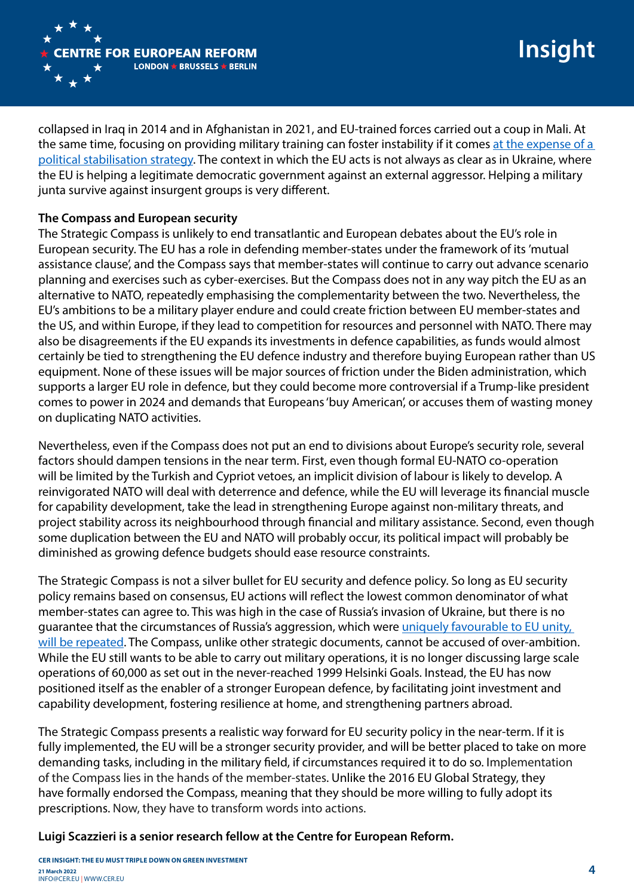collapsed in Iraq in 2014 and in Afghanistan in 2021, and EU-trained forces carried out a coup in Mali. At the same time, focusing on providing military training can foster instability if it comes at the expense of a political stabilisation strategy. The context in which the EU acts is not always as clear as in Ukraine, where the EU is helping a legitimate democratic government against an external aggressor. Helping a military junta survive against insurgent groups is very different.

**The Compass and European security**

The Strategic Compass is unlikely to end transatlantic and European debates about the EU's role in European security. The EU has a role in defending member-states under the framework of its 'mutual assistance clause', and the Compass says that member-states will continue to carry out advance scenario planning and exercises such as cyber-exercises. But the Compass does not in any way pitch the EU as an alternative to NATO, repeatedly emphasising the complementarity between the two. Nevertheless, the EU's ambitions to be a military player endure and could create friction between EU member-states and the US, and within Europe, if they lead to competition for resources and personnel with NATO. There may also be disagreements if the EU expands its investments in defence capabilities, as funds would almost certainly be tied to strengthening the EU defence industry and therefore buying European rather than US equipment. None of these issues will be major sources of friction under the Biden administration, which supports a larger EU role in defence, but they could become more controversial if a Trump-like president comes to power in 2024 and demands that Europeans 'buy American', or accuses them of wasting money on duplicating NATO activities.

Nevertheless, even if the Compass does not put an end to divisions about Europe's security role, several factors should dampen tensions in the near term. First, even though formal EU-NATO co-operation will be limited by the Turkish and Cypriot vetoes, an implicit division of labour is likely to develop. A reinvigorated NATO will deal with deterrence and defence, while the EU will leverage its financial muscle for capability development, take the lead in strengthening Europe against non-military threats, and project stability across its neighbourhood through financial and military assistance. Second, even though some duplication between the EU and NATO will probably occur, its political impact will probably be diminished as growing defence budgets should ease resource constraints.

The Strategic Compass is not a silver bullet for EU security and defence policy. So long as EU security policy remains based on consensus, EU actions will reflect the lowest common denominator of what member-states can agree to. This was high in the case of Russia's invasion of Ukraine, but there is no guarantee that the circumstances of Russia's aggression, which were uniquely favourable to EU unity, will be repeated. The Compass, unlike other strategic documents, cannot be accused of over-ambition. While the EU still wants to be able to carry out military operations, it is no longer discussing large scale operations of 60,000 as set out in the never-reached 1999 Helsinki Goals. Instead, the EU has now positioned itself as the enabler of a stronger European defence, by facilitating joint investment and capability development, fostering resilience at home, and strengthening partners abroad.

The Strategic Compass presents a realistic way forward for EU security policy in the near-term. If it is fully implemented, the EU will be a stronger security provider, and will be better placed to take on more demanding tasks, including in the military field, if circumstances required it to do so. Implementation of the Compass lies in the hands of the member-states. Unlike the 2016 EU Global Strategy, they have formally endorsed the Compass, meaning that they should be more willing to fully adopt its prescriptions. Now, they have to transform words into actions.

**Luigi Scazzieri is a senior research fellow at the Centre for European Reform.**